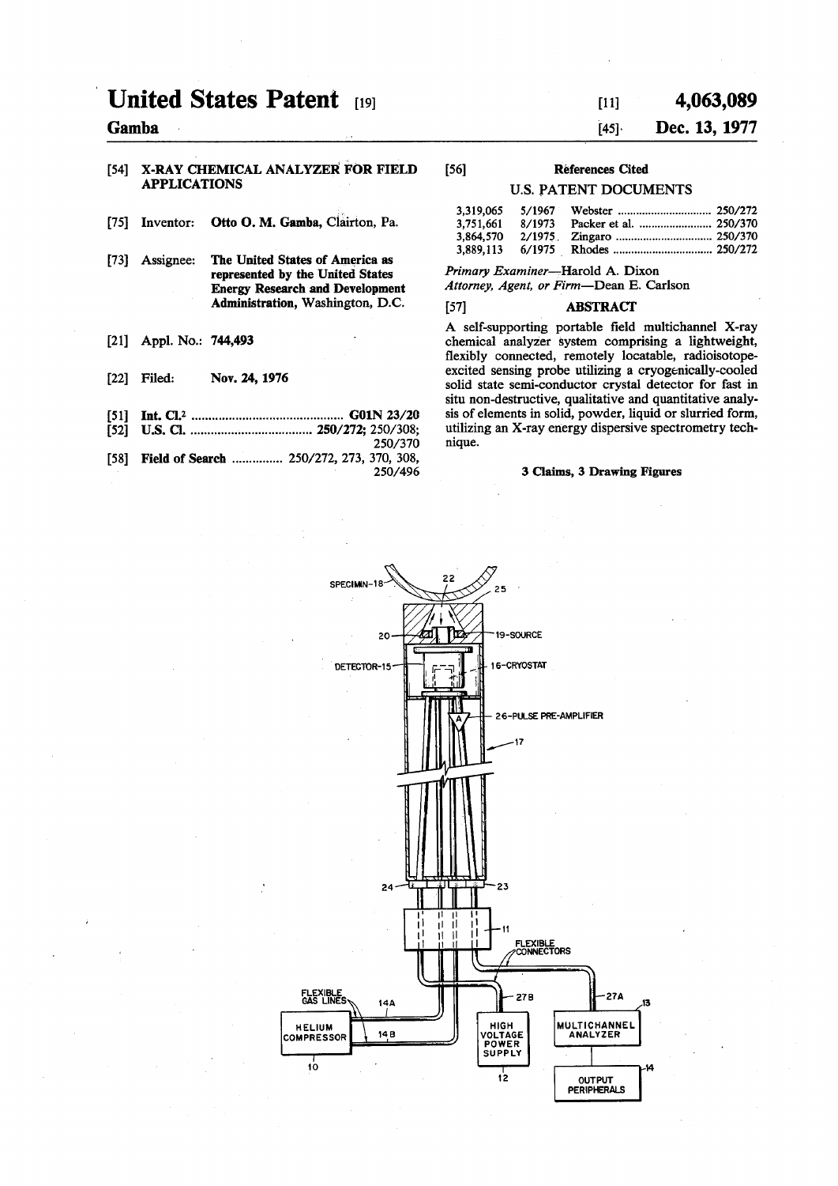# United States Patent [19]

**Gamba**

[11] **4,063,089**

[45] **Dec. 13, 1977**

[54] **X-RAY CHEMICAL ANALYZER FOR FIELD APPLICATIONS**

[75] Inventor: **Otto O. M. Gamba**, Clairton, Pa.

[73] Assignee: **The United States of America as represented by the United States Energy Research and Development Administration**, Washington, D.C.

[21] Appl. No.: **744,493**

[22] Filed: **Nov. 24, 1976**

[51] **Int. Cl.**[2] .......... **G01N 23/20**

[52] **U.S. Cl.** .......... **250/272**; 250/308; 250/370

[58] **Field of Search** .......... 250/272, 273, 370, 308, 250/496

[56] **References Cited**

U.S. PATENT DOCUMENTS

| | | | |
|---|---|---|---|
| 3,319,065 | 5/1967 | Webster | 250/272 |
| 3,751,661 | 8/1973 | Packer et al. | 250/370 |
| 3,864,570 | 2/1975 | Zingaro | 250/370 |
| 3,889,113 | 6/1975 | Rhodes | 250/272 |

*Primary Examiner*—Harold A. Dixon

*Attorney, Agent, or Firm*—Dean E. Carlson

[57] **ABSTRACT**

A self-supporting portable field multichannel X-ray chemical analyzer system comprising a lightweight, flexibly connected, remotely locatable, radioisotope-excited sensing probe utilizing a cryogenically-cooled solid state semi-conductor crystal detector for fast in situ non-destructive, qualitative and quantitative analysis of elements in solid, powder, liquid or slurried form, utilizing an X-ray energy dispersive spectrometry technique.

**3 Claims, 3 Drawing Figures**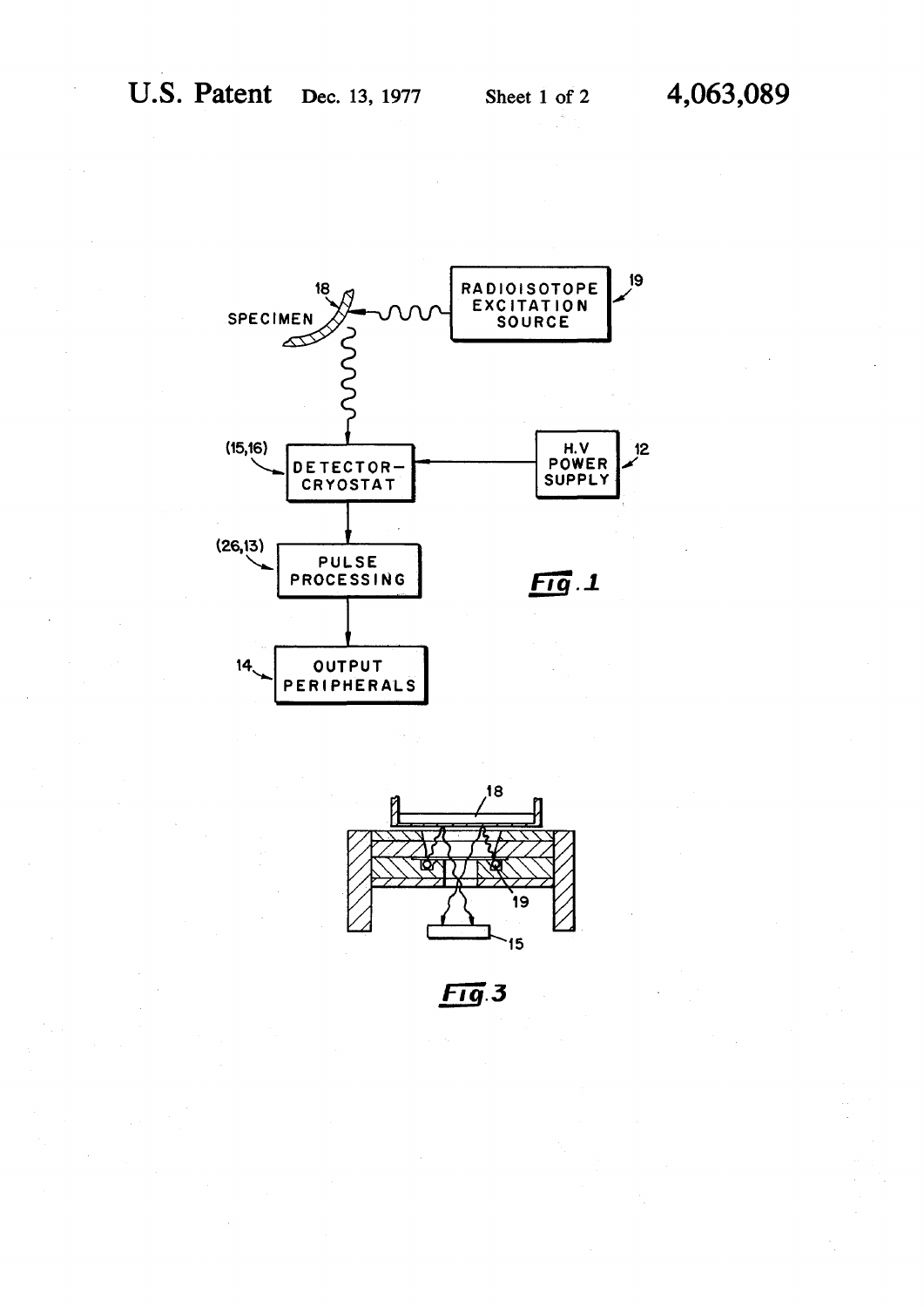SPECIMEN 18

RADIOISOTOPE EXCITATION SOURCE 19

DETECTOR–CRYOSTAT (15,16)

H.V POWER SUPPLY 12

PULSE PROCESSING (26,13)

OUTPUT PERIPHERALS 14

Fig. 1

Fig. 3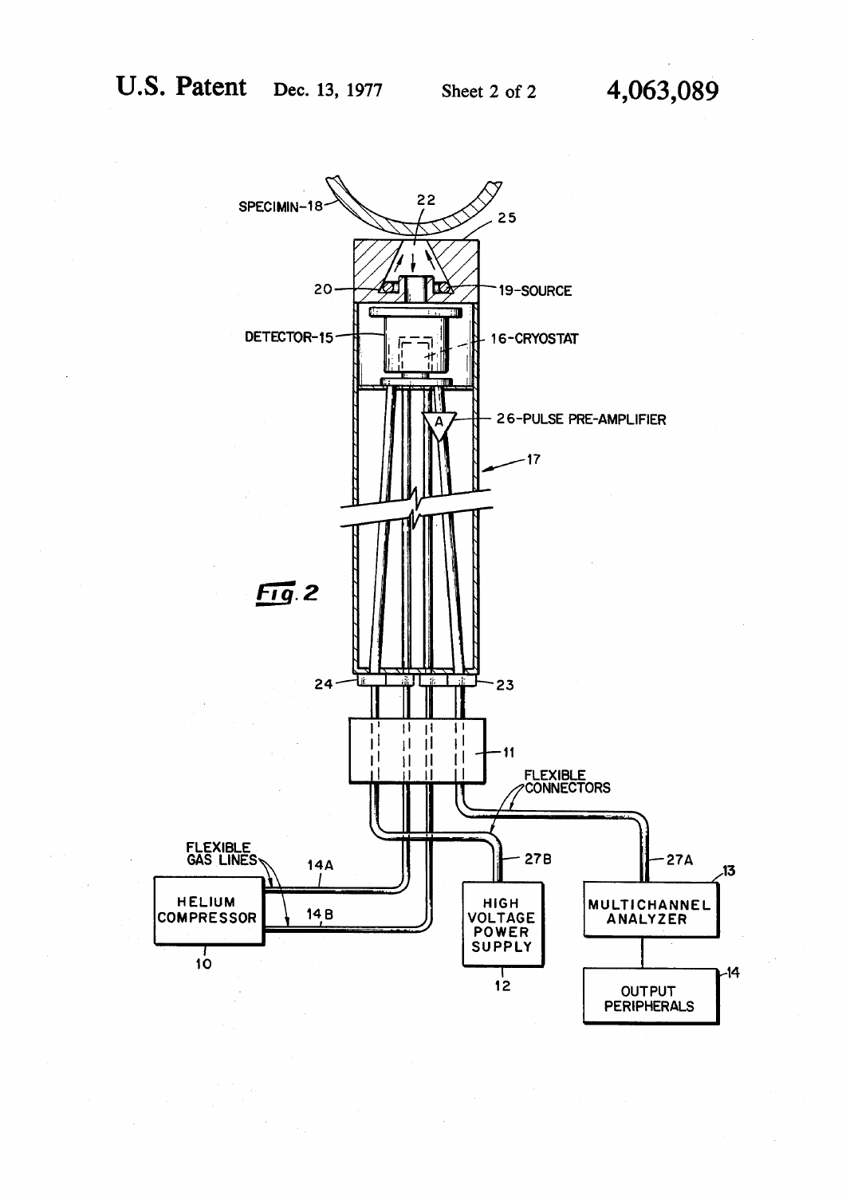Fig. 2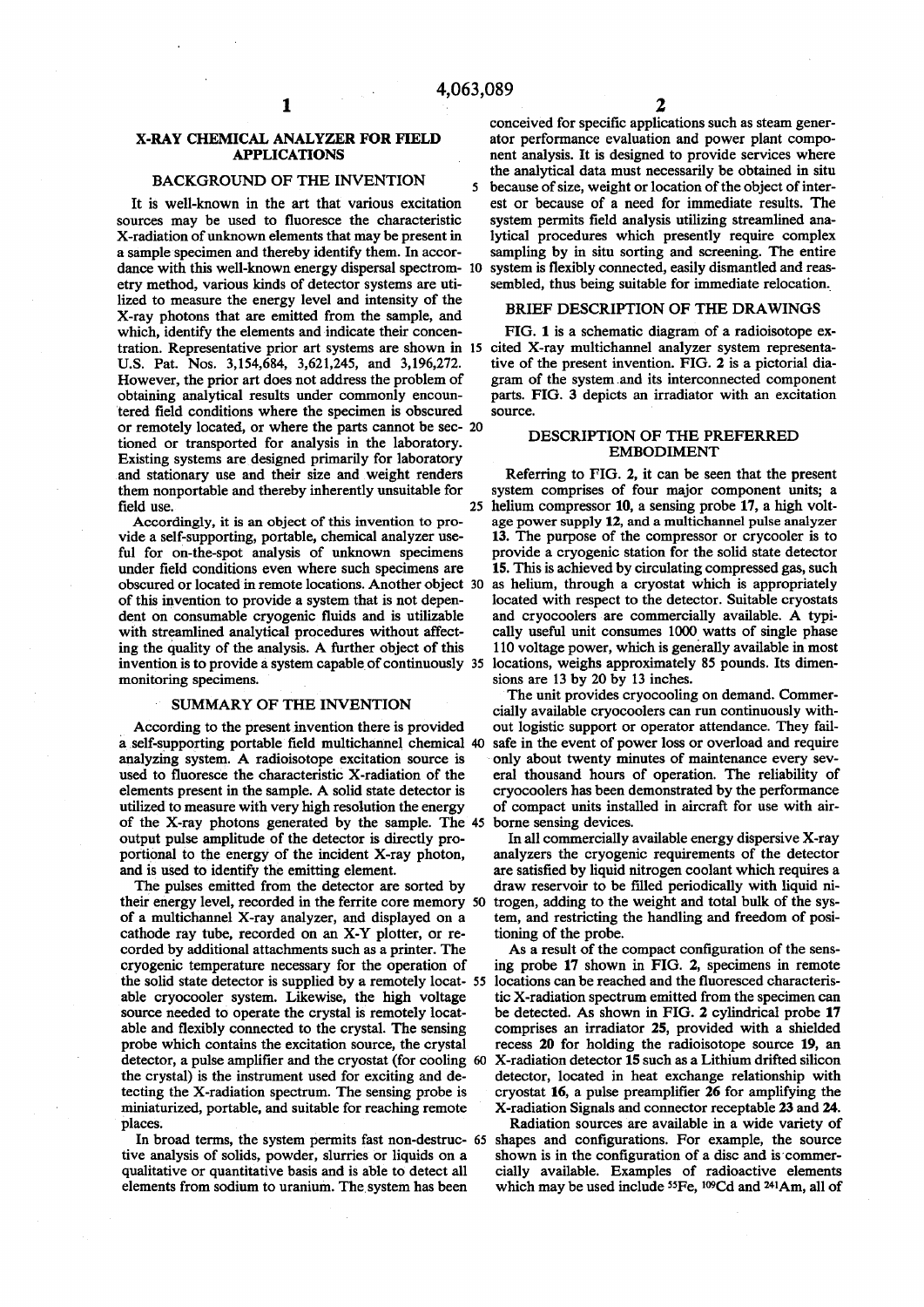# X-RAY CHEMICAL ANALYZER FOR FIELD APPLICATIONS

## BACKGROUND OF THE INVENTION

It is well-known in the art that various excitation sources may be used to fluoresce the characteristic X-radiation of unknown elements that may be present in a sample specimen and thereby identify them. In accordance with this well-known energy dispersal spectrometry method, various kinds of detector systems are utilized to measure the energy level and intensity of the X-ray photons that are emitted from the sample, and which, identify the elements and indicate their concentration. Representative prior art systems are shown in U.S. Pat. Nos. 3,154,684, 3,621,245, and 3,196,272. However, the prior art does not address the problem of obtaining analytical results under commonly encountered field conditions where the specimen is obscured or remotely located, or where the parts cannot be sectioned or transported for analysis in the laboratory. Existing systems are designed primarily for laboratory and stationary use and their size and weight renders them nonportable and thereby inherently unsuitable for field use.

Accordingly, it is an object of this invention to provide a self-supporting, portable, chemical analyzer useful for on-the-spot analysis of unknown specimens under field conditions even where such specimens are obscured or located in remote locations. Another object of this invention to provide a system that is not dependent on consumable cryogenic fluids and is utilizable with streamlined analytical procedures without affecting the quality of the analysis. A further object of this invention is to provide a system capable of continuously monitoring specimens.

## SUMMARY OF THE INVENTION

According to the present invention there is provided a self-supporting portable field multichannel chemical analyzing system. A radioisotope excitation source is used to fluoresce the characteristic X-radiation of the elements present in the sample. A solid state detector is utilized to measure with very high resolution the energy of the X-ray photons generated by the sample. The output pulse amplitude of the detector is directly proportional to the energy of the incident X-ray photon, and is used to identify the emitting element.

The pulses emitted from the detector are sorted by their energy level, recorded in the ferrite core memory of a multichannel X-ray analyzer, and displayed on a cathode ray tube, recorded on an X-Y plotter, or recorded by additional attachments such as a printer. The cryogenic temperature necessary for the operation of the solid state detector is supplied by a remotely locatable cryocooler system. Likewise, the high voltage source needed to operate the crystal is remotely locatable and flexibly connected to the crystal. The sensing probe which contains the excitation source, the crystal detector, a pulse amplifier and the cryostat (for cooling the crystal) is the instrument used for exciting and detecting the X-radiation spectrum. The sensing probe is miniaturized, portable, and suitable for reaching remote places.

In broad terms, the system permits fast non-destructive analysis of solids, powder, slurries or liquids on a qualitative or quantitative basis and is able to detect all elements from sodium to uranium. The system has been conceived for specific applications such as steam generator performance evaluation and power plant component analysis. It is designed to provide services where the analytical data must necessarily be obtained in situ because of size, weight or location of the object of interest or because of a need for immediate results. The system permits field analysis utilizing streamlined analytical procedures which presently require complex sampling by in situ sorting and screening. The entire system is flexibly connected, easily dismantled and reassembled, thus being suitable for immediate relocation.

## BRIEF DESCRIPTION OF THE DRAWINGS

FIG. 1 is a schematic diagram of a radioisotope excited X-ray multichannel analyzer system representative of the present invention. FIG. 2 is a pictorial diagram of the system and its interconnected component parts. FIG. 3 depicts an irradiator with an excitation source.

## DESCRIPTION OF THE PREFERRED EMBODIMENT

Referring to FIG. 2, it can be seen that the present system comprises of four major component units; a helium compressor **10**, a sensing probe **17**, a high voltage power supply **12**, and a multichannel pulse analyzer **13**. The purpose of the compressor or crycooler is to provide a cryogenic station for the solid state detector **15**. This is achieved by circulating compressed gas, such as helium, through a cryostat which is appropriately located with respect to the detector. Suitable cryostats and cryocoolers are commercially available. A typically useful unit consumes 1000 watts of single phase 110 voltage power, which is generally available in most locations, weighs approximately 85 pounds. Its dimensions are 13 by 20 by 13 inches.

The unit provides cryocooling on demand. Commercially available cryocoolers can run continuously without logistic support or operator attendance. They failsafe in the event of power loss or overload and require only about twenty minutes of maintenance every several thousand hours of operation. The reliability of cryocoolers has been demonstrated by the performance of compact units installed in aircraft for use with airborne sensing devices.

In all commercially available energy dispersive X-ray analyzers the cryogenic requirements of the detector are satisfied by liquid nitrogen coolant which requires a draw reservoir to be filled periodically with liquid nitrogen, adding to the weight and total bulk of the system, and restricting the handling and freedom of positioning of the probe.

As a result of the compact configuration of the sensing probe **17** shown in FIG. 2, specimens in remote locations can be reached and the fluoresced characteristic X-radiation spectrum emitted from the specimen can be detected. As shown in FIG. 2 cylindrical probe **17** comprises an irradiator **25**, provided with a shielded recess **20** for holding the radioisotope source **19**, an X-radiation detector **15** such as a Lithium drifted silicon detector, located in heat exchange relationship with cryostat **16**, a pulse preamplifier **26** for amplifying the X-radiation Signals and connector receptable **23** and **24**.

Radiation sources are available in a wide variety of shapes and configurations. For example, the source shown is in the configuration of a disc and is commercially available. Examples of radioactive elements which may be used include $^{55}$Fe, $^{109}$Cd and $^{241}$Am, all of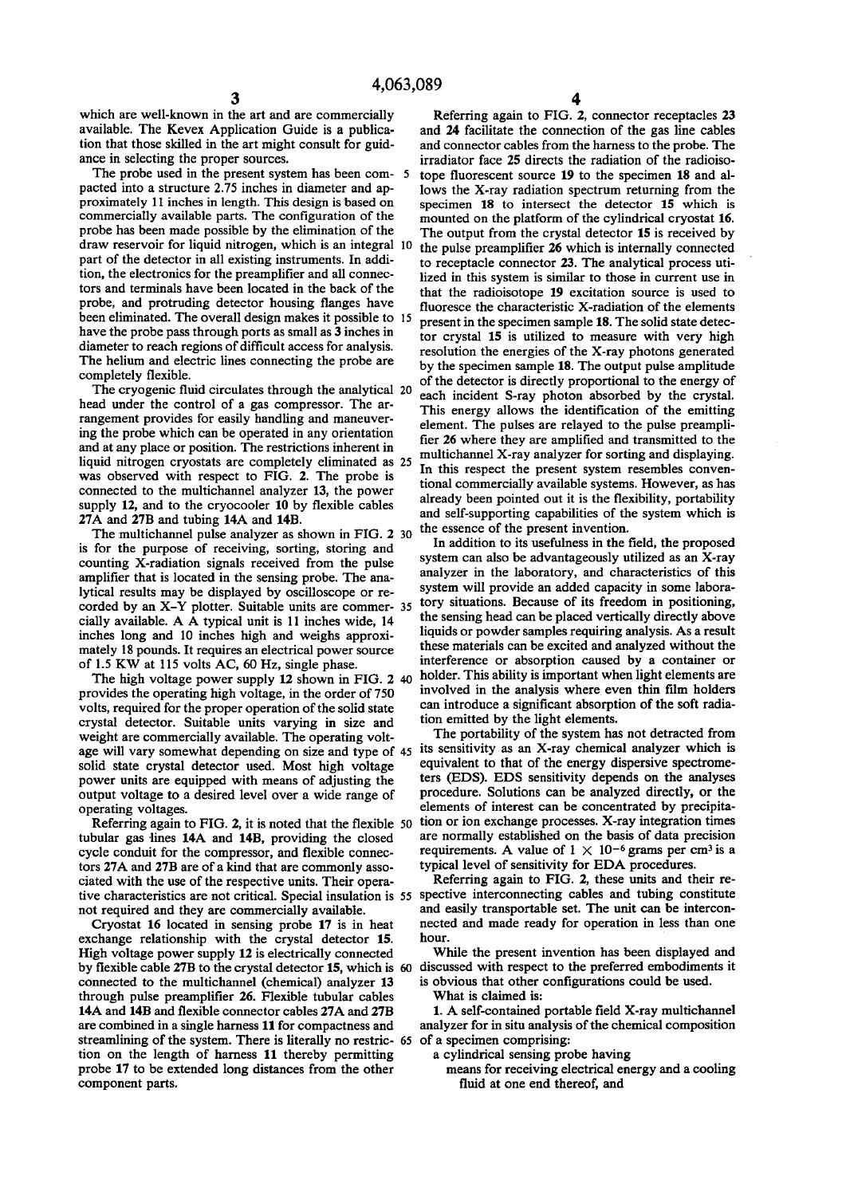which are well-known in the art and are commercially available. The Kevex Application Guide is a publication that those skilled in the art might consult for guidance in selecting the proper sources.

The probe used in the present system has been compacted into a structure 2.75 inches in diameter and approximately 11 inches in length. This design is based on commercially available parts. The configuration of the probe has been made possible by the elimination of the draw reservoir for liquid nitrogen, which is an integral part of the detector in all existing instruments. In addition, the electronics for the preamplifier and all connectors and terminals have been located in the back of the probe, and protruding detector housing flanges have been eliminated. The overall design makes it possible to have the probe pass through ports as small as 3 inches in diameter to reach regions of difficult access for analysis. The helium and electric lines connecting the probe are completely flexible.

The cryogenic fluid circulates through the analytical head under the control of a gas compressor. The arrangement provides for easily handling and maneuvering the probe which can be operated in any orientation and at any place or position. The restrictions inherent in liquid nitrogen cryostats are completely eliminated as was observed with respect to FIG. 2. The probe is connected to the multichannel analyzer **13**, the power supply **12**, and to the cryocooler **10** by flexible cables **27A** and **27B** and tubing **14A** and **14B**.

The multichannel pulse analyzer as shown in FIG. 2 is for the purpose of receiving, sorting, storing and counting X-radiation signals received from the pulse amplifier that is located in the sensing probe. The analytical results may be displayed by oscilloscope or recorded by an X–Y plotter. Suitable units are commercially available. A A typical unit is 11 inches wide, 14 inches long and 10 inches high and weighs approximately 18 pounds. It requires an electrical power source of 1.5 KW at 115 volts AC, 60 Hz, single phase.

The high voltage power supply **12** shown in FIG. 2 provides the operating high voltage, in the order of 750 volts, required for the proper operation of the solid state crystal detector. Suitable units varying in size and weight are commercially available. The operating voltage will vary somewhat depending on size and type of solid state crystal detector used. Most high voltage power units are equipped with means of adjusting the output voltage to a desired level over a wide range of operating voltages.

Referring again to FIG. 2, it is noted that the flexible tubular gas lines **14A** and **14B**, providing the closed cycle conduit for the compressor, and flexible connectors **27A** and **27B** are of a kind that are commonly associated with the use of the respective units. Their operative characteristics are not critical. Special insulation is not required and they are commercially available.

Cryostat **16** located in sensing probe **17** is in heat exchange relationship with the crystal detector **15**. High voltage power supply **12** is electrically connected by flexible cable **27B** to the crystal detector **15**, which is connected to the multichannel (chemical) analyzer **13** through pulse preamplifier **26**. Flexible tubular cables **14A** and **14B** and flexible connector cables **27A** and **27B** are combined in a single harness **11** for compactness and streamlining of the system. There is literally no restriction on the length of harness **11** thereby permitting probe **17** to be extended long distances from the other component parts.

Referring again to FIG. 2, connector receptacles **23** and **24** facilitate the connection of the gas line cables and connector cables from the harness to the probe. The irradiator face **25** directs the radiation of the radioisotope fluorescent source **19** to the specimen **18** and allows the X-ray radiation spectrum returning from the specimen **18** to intersect the detector **15** which is mounted on the platform of the cylindrical cryostat **16**. The output from the crystal detector **15** is received by the pulse preamplifier **26** which is internally connected to receptacle connector **23**. The analytical process utilized in this system is similar to those in current use in that the radioisotope **19** excitation source is used to fluoresce the characteristic X-radiation of the elements present in the specimen sample **18**. The solid state detector crystal **15** is utilized to measure with very high resolution the energies of the X-ray photons generated by the specimen sample **18**. The output pulse amplitude of the detector is directly proportional to the energy of each incident S-ray photon absorbed by the crystal. This energy allows the identification of the emitting element. The pulses are relayed to the pulse preamplifier **26** where they are amplified and transmitted to the multichannel X-ray analyzer for sorting and displaying. In this respect the present system resembles conventional commercially available systems. However, as has already been pointed out it is the flexibility, portability and self-supporting capabilities of the system which is the essence of the present invention.

In addition to its usefulness in the field, the proposed system can also be advantageously utilized as an X-ray analyzer in the laboratory, and characteristics of this system will provide an added capacity in some laboratory situations. Because of its freedom in positioning, the sensing head can be placed vertically directly above liquids or powder samples requiring analysis. As a result these materials can be excited and analyzed without the interference or absorption caused by a container or holder. This ability is important when light elements are involved in the analysis where even thin film holders can introduce a significant absorption of the soft radiation emitted by the light elements.

The portability of the system has not detracted from its sensitivity as an X-ray chemical analyzer which is equivalent to that of the energy dispersive spectrometers (EDS). EDS sensitivity depends on the analyses procedure. Solutions can be analyzed directly, or the elements of interest can be concentrated by precipitation or ion exchange processes. X-ray integration times are normally established on the basis of data precision requirements. A value of $1 \times 10^{-6}$ grams per $cm^3$ is a typical level of sensitivity for EDA procedures.

Referring again to FIG. 2, these units and their respective interconnecting cables and tubing constitute and easily transportable set. The unit can be interconnected and made ready for operation in less than one hour.

While the present invention has been displayed and discussed with respect to the preferred embodiments it is obvious that other configurations could be used.

What is claimed is:

1. A self-contained portable field X-ray multichannel analyzer for in situ analysis of the chemical composition of a specimen comprising:

a cylindrical sensing probe having

means for receiving electrical energy and a cooling fluid at one end thereof, and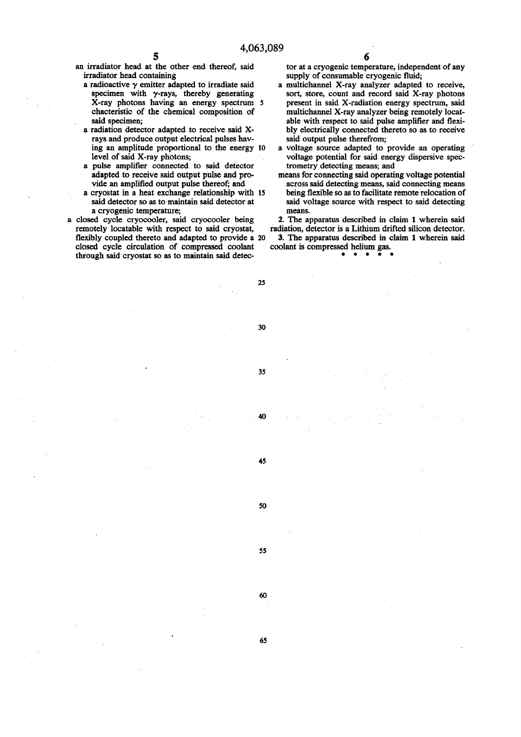an irradiator head at the other end thereof, said irradiator head containing

a radioactive γ emitter adapted to irradiate said specimen with γ-rays, thereby generating X-ray photons having an energy spectrum chacteristic of the chemical composition of said specimen;

a radiation detector adapted to receive said X-rays and produce output electrical pulses having an amplitude proportional to the energy level of said X-ray photons;

a pulse amplifier connected to said detector adapted to receive said output pulse and provide an amplified output pulse thereof; and

a cryostat in a heat exchange relationship with said detector so as to maintain said detector at a cryogenic temperature;

a closed cycle cryocooler, said cryocooler being remotely locatable with respect to said cryostat, flexibly coupled thereto and adapted to provide a closed cycle circulation of compressed coolant through said cryostat so as to maintain said detector at a cryogenic temperature, independent of any supply of consumable cryogenic fluid;

a multichannel X-ray analyzer adapted to receive, sort, store, count and record said X-ray photons present in said X-radiation energy spectrum, said multichannel X-ray analyzer being remotely locatable with respect to said pulse amplifier and flexibly electrically connected thereto so as to receive said output pulse therefrom;

a voltage source adapted to provide an operating voltage potential for said energy dispersive spectrometry detecting means; and

means for connecting said operating voltage potential across said detecting means, said connecting means being flexible so as to facilitate remote relocation of said voltage source with respect to said detecting means.

**2.** The apparatus described in claim 1 wherein said radiation, detector is a Lithium drifted silicon detector.

**3.** The apparatus described in claim 1 wherein said coolant is compressed helium gas.

\* \* \* \* \*